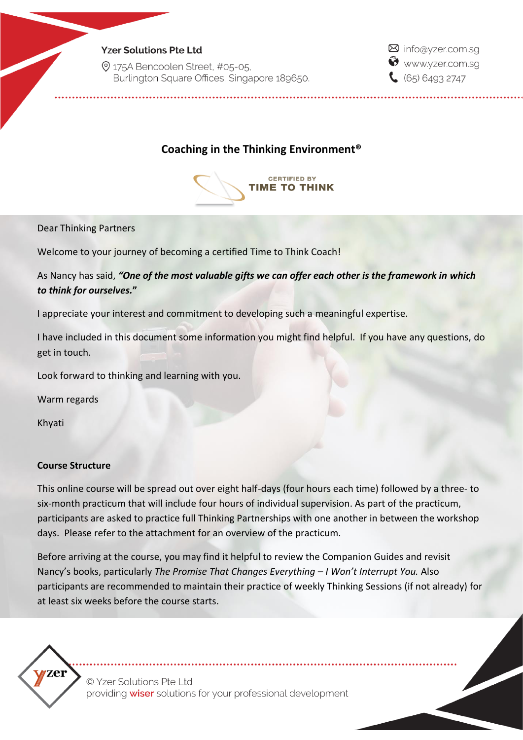**Yzer Solutions Pte Ltd**

175A Bencoolen Street, #05-05,
Burlington Square Offices, Singapore 189650.

info@yzer.com.sg
www.yzer.com.sg
(65) 6493 2747

## Coaching in the Thinking Environment®

CERTIFIED BY
TIME TO THINK

Dear Thinking Partners

Welcome to your journey of becoming a certified Time to Think Coach!

As Nancy has said, ***"One of the most valuable gifts we can offer each other is the framework in which to think for ourselves."***

I appreciate your interest and commitment to developing such a meaningful expertise.

I have included in this document some information you might find helpful. If you have any questions, do get in touch.

Look forward to thinking and learning with you.

Warm regards

Khyati

**Course Structure**

This online course will be spread out over eight half-days (four hours each time) followed by a three- to six-month practicum that will include four hours of individual supervision. As part of the practicum, participants are asked to practice full Thinking Partnerships with one another in between the workshop days. Please refer to the attachment for an overview of the practicum.

Before arriving at the course, you may find it helpful to review the Companion Guides and revisit Nancy's books, particularly *The Promise That Changes Everything – I Won't Interrupt You.* Also participants are recommended to maintain their practice of weekly Thinking Sessions (if not already) for at least six weeks before the course starts.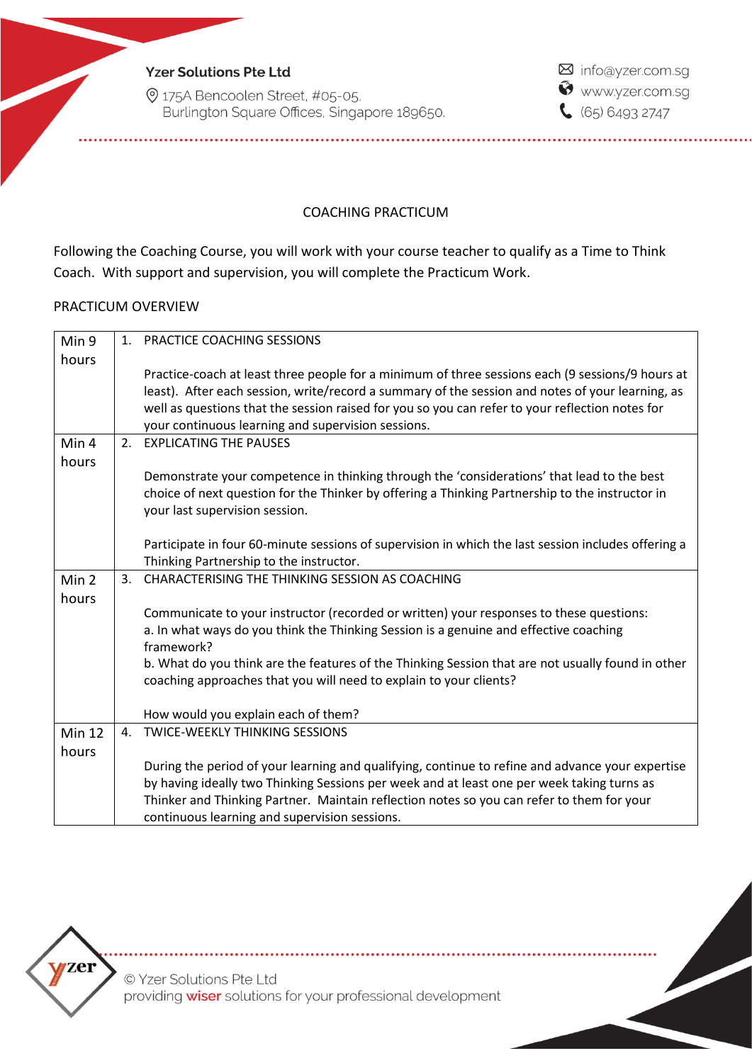COACHING PRACTICUM

Following the Coaching Course, you will work with your course teacher to qualify as a Time to Think Coach. With support and supervision, you will complete the Practicum Work.

PRACTICUM OVERVIEW

| | |
|---|---|
| Min 9 hours | 1. PRACTICE COACHING SESSIONS<br><br>Practice-coach at least three people for a minimum of three sessions each (9 sessions/9 hours at least). After each session, write/record a summary of the session and notes of your learning, as well as questions that the session raised for you so you can refer to your reflection notes for your continuous learning and supervision sessions. |
| Min 4 hours | 2. EXPLICATING THE PAUSES<br><br>Demonstrate your competence in thinking through the 'considerations' that lead to the best choice of next question for the Thinker by offering a Thinking Partnership to the instructor in your last supervision session.<br><br>Participate in four 60-minute sessions of supervision in which the last session includes offering a Thinking Partnership to the instructor. |
| Min 2 hours | 3. CHARACTERISING THE THINKING SESSION AS COACHING<br><br>Communicate to your instructor (recorded or written) your responses to these questions:<br>a. In what ways do you think the Thinking Session is a genuine and effective coaching framework?<br>b. What do you think are the features of the Thinking Session that are not usually found in other coaching approaches that you will need to explain to your clients?<br><br>How would you explain each of them? |
| Min 12 hours | 4. TWICE-WEEKLY THINKING SESSIONS<br><br>During the period of your learning and qualifying, continue to refine and advance your expertise by having ideally two Thinking Sessions per week and at least one per week taking turns as Thinker and Thinking Partner. Maintain reflection notes so you can refer to them for your continuous learning and supervision sessions. |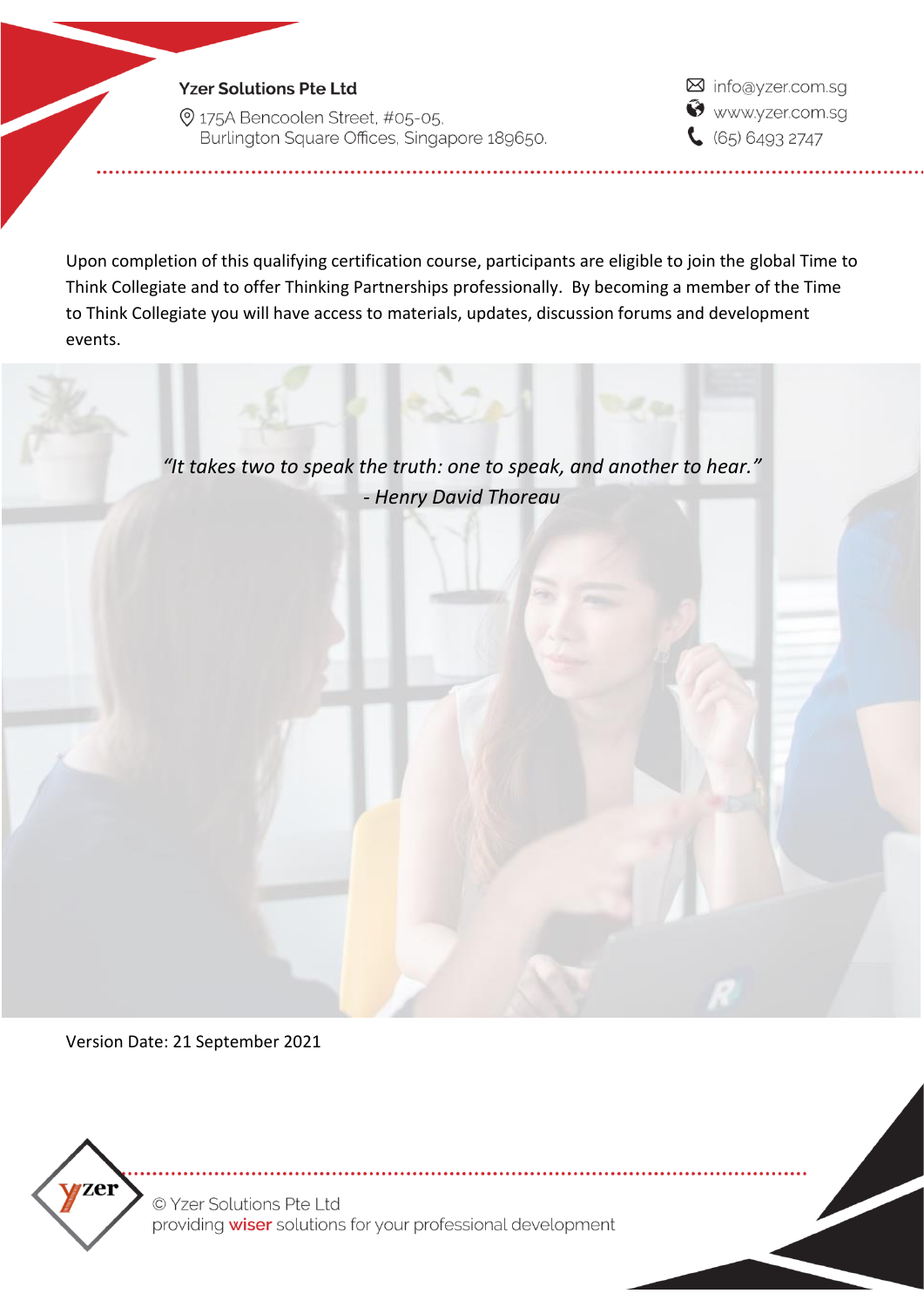Upon completion of this qualifying certification course, participants are eligible to join the global Time to Think Collegiate and to offer Thinking Partnerships professionally. By becoming a member of the Time to Think Collegiate you will have access to materials, updates, discussion forums and development events.

*"It takes two to speak the truth: one to speak, and another to hear."*
*- Henry David Thoreau*

Version Date: 21 September 2021